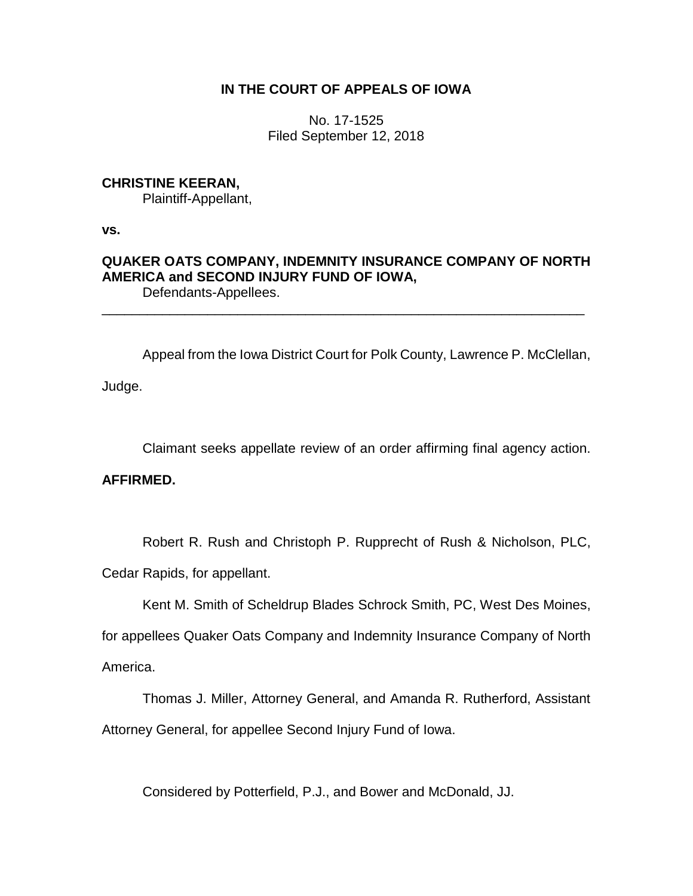# IN THE COURT OF APPEALS OF IOWA

No. 17-1525
Filed September 12, 2018

**CHRISTINE KEERAN,**
Plaintiff-Appellant,

**vs.**

**QUAKER OATS COMPANY, INDEMNITY INSURANCE COMPANY OF NORTH AMERICA and SECOND INJURY FUND OF IOWA,**
Defendants-Appellees.

---

Appeal from the Iowa District Court for Polk County, Lawrence P. McClellan, Judge.

Claimant seeks appellate review of an order affirming final agency action.

**AFFIRMED.**

Robert R. Rush and Christoph P. Rupprecht of Rush & Nicholson, PLC, Cedar Rapids, for appellant.

Kent M. Smith of Scheldrup Blades Schrock Smith, PC, West Des Moines, for appellees Quaker Oats Company and Indemnity Insurance Company of North America.

Thomas J. Miller, Attorney General, and Amanda R. Rutherford, Assistant Attorney General, for appellee Second Injury Fund of Iowa.

Considered by Potterfield, P.J., and Bower and McDonald, JJ.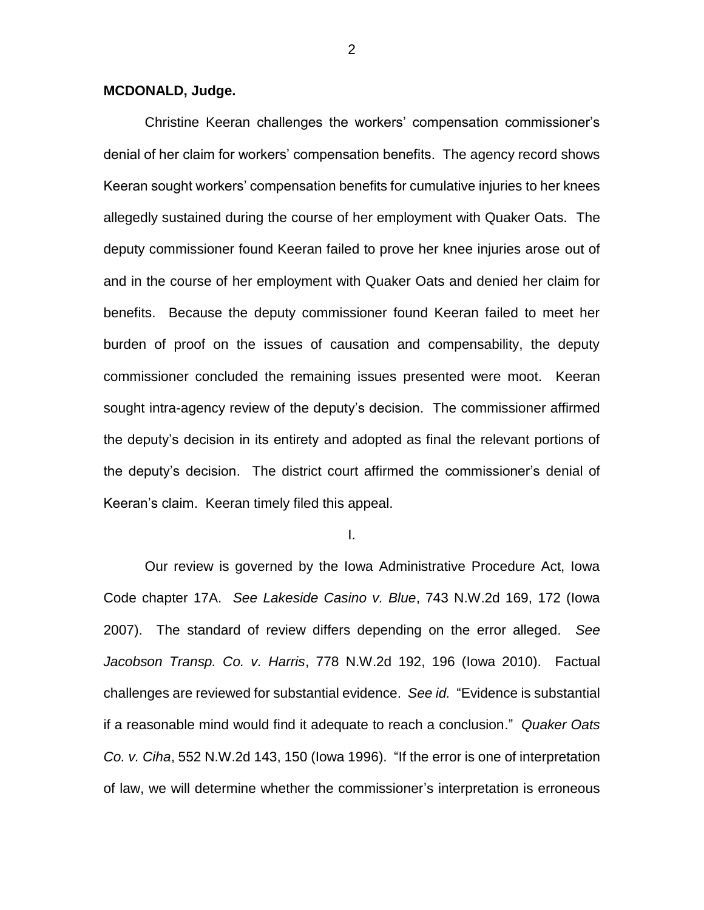**MCDONALD, Judge.**

Christine Keeran challenges the workers' compensation commissioner's denial of her claim for workers' compensation benefits. The agency record shows Keeran sought workers' compensation benefits for cumulative injuries to her knees allegedly sustained during the course of her employment with Quaker Oats. The deputy commissioner found Keeran failed to prove her knee injuries arose out of and in the course of her employment with Quaker Oats and denied her claim for benefits. Because the deputy commissioner found Keeran failed to meet her burden of proof on the issues of causation and compensability, the deputy commissioner concluded the remaining issues presented were moot. Keeran sought intra-agency review of the deputy's decision. The commissioner affirmed the deputy's decision in its entirety and adopted as final the relevant portions of the deputy's decision. The district court affirmed the commissioner's denial of Keeran's claim. Keeran timely filed this appeal.

I.

Our review is governed by the Iowa Administrative Procedure Act, Iowa Code chapter 17A. *See Lakeside Casino v. Blue*, 743 N.W.2d 169, 172 (Iowa 2007). The standard of review differs depending on the error alleged. *See Jacobson Transp. Co. v. Harris*, 778 N.W.2d 192, 196 (Iowa 2010). Factual challenges are reviewed for substantial evidence. *See id.* "Evidence is substantial if a reasonable mind would find it adequate to reach a conclusion." *Quaker Oats Co. v. Ciha*, 552 N.W.2d 143, 150 (Iowa 1996). "If the error is one of interpretation of law, we will determine whether the commissioner's interpretation is erroneous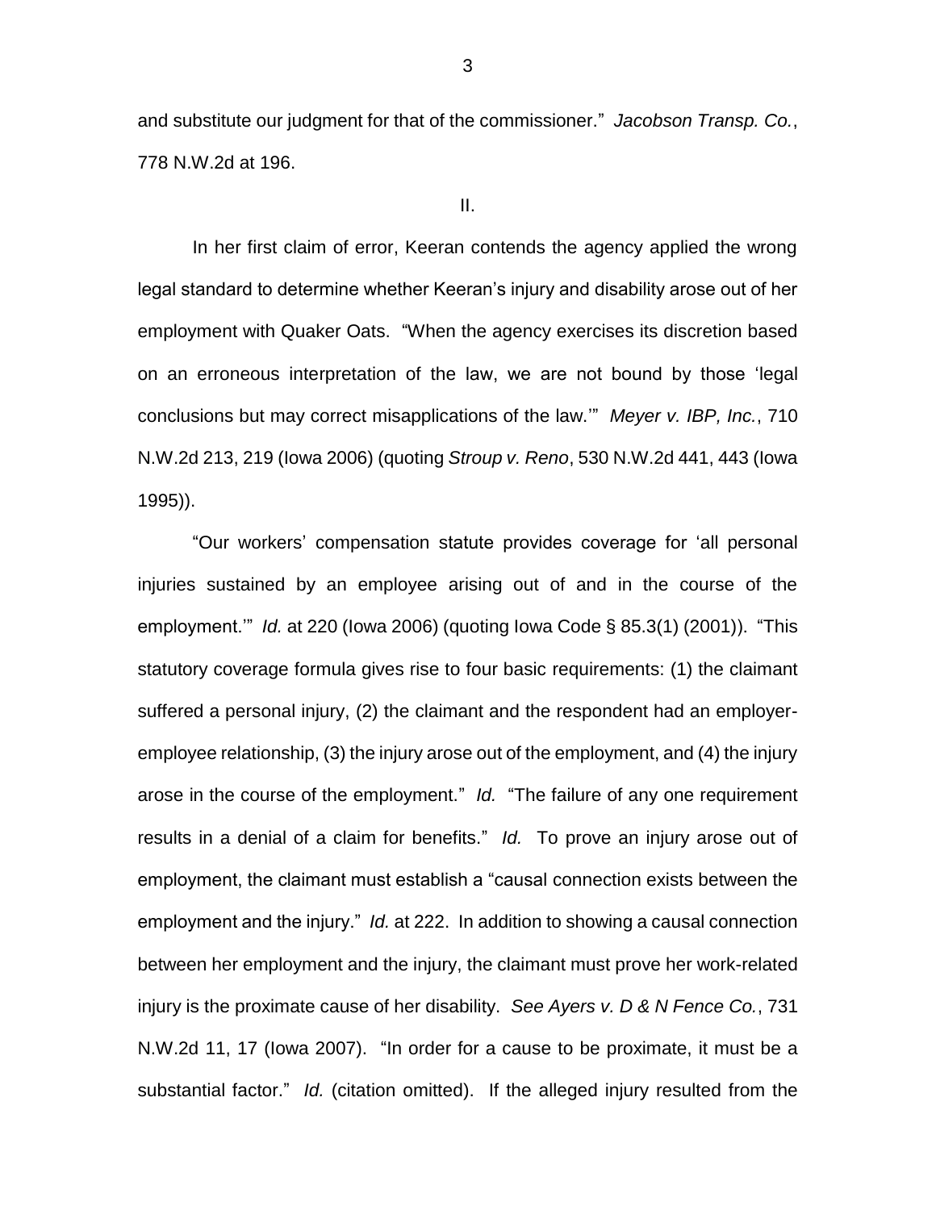and substitute our judgment for that of the commissioner." *Jacobson Transp. Co.*, 778 N.W.2d at 196.

II.

In her first claim of error, Keeran contends the agency applied the wrong legal standard to determine whether Keeran's injury and disability arose out of her employment with Quaker Oats. "When the agency exercises its discretion based on an erroneous interpretation of the law, we are not bound by those 'legal conclusions but may correct misapplications of the law.'" *Meyer v. IBP, Inc.*, 710 N.W.2d 213, 219 (Iowa 2006) (quoting *Stroup v. Reno*, 530 N.W.2d 441, 443 (Iowa 1995)).

"Our workers' compensation statute provides coverage for 'all personal injuries sustained by an employee arising out of and in the course of the employment.'" *Id.* at 220 (Iowa 2006) (quoting Iowa Code § 85.3(1) (2001)). "This statutory coverage formula gives rise to four basic requirements: (1) the claimant suffered a personal injury, (2) the claimant and the respondent had an employer-employee relationship, (3) the injury arose out of the employment, and (4) the injury arose in the course of the employment." *Id.* "The failure of any one requirement results in a denial of a claim for benefits." *Id.* To prove an injury arose out of employment, the claimant must establish a "causal connection exists between the employment and the injury." *Id.* at 222. In addition to showing a causal connection between her employment and the injury, the claimant must prove her work-related injury is the proximate cause of her disability. *See Ayers v. D & N Fence Co.*, 731 N.W.2d 11, 17 (Iowa 2007). "In order for a cause to be proximate, it must be a substantial factor." *Id.* (citation omitted). If the alleged injury resulted from the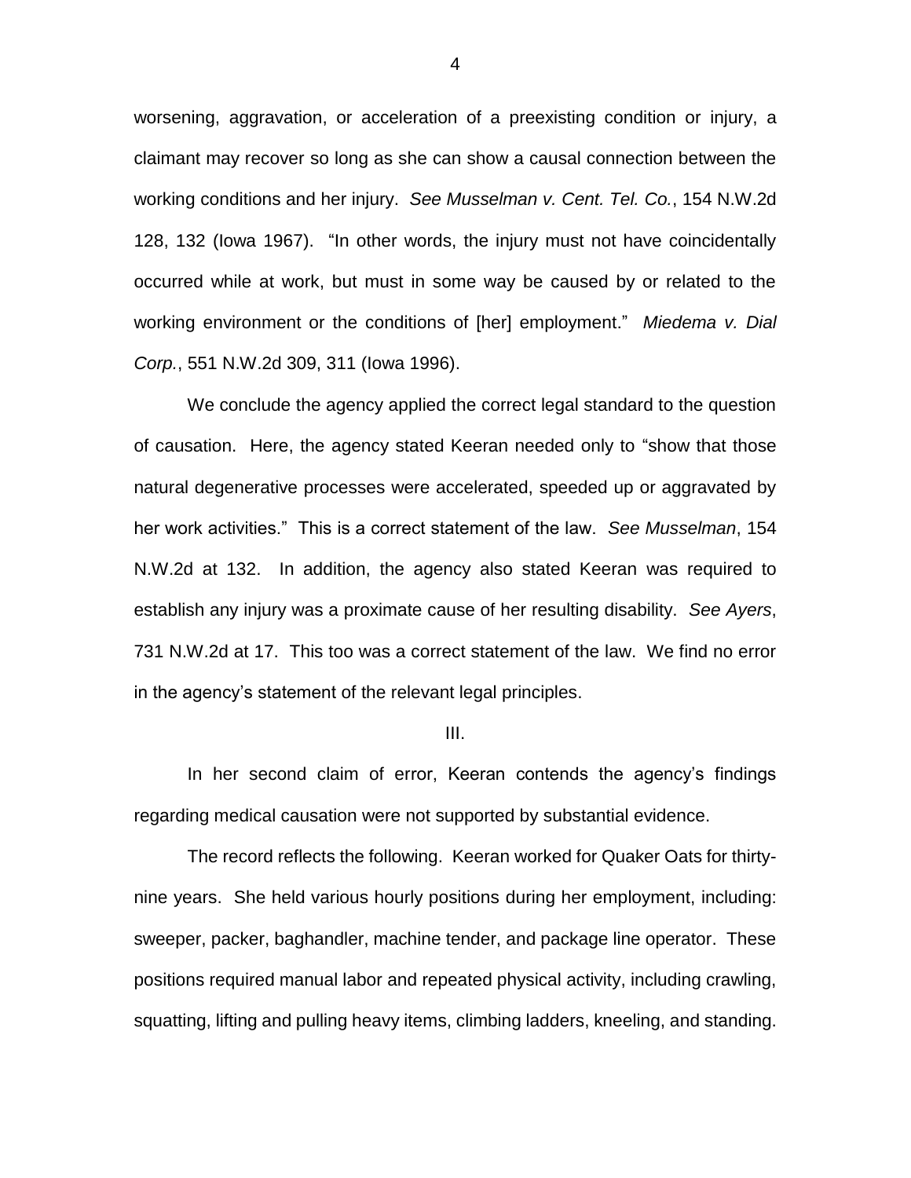worsening, aggravation, or acceleration of a preexisting condition or injury, a claimant may recover so long as she can show a causal connection between the working conditions and her injury. *See Musselman v. Cent. Tel. Co.*, 154 N.W.2d 128, 132 (Iowa 1967). "In other words, the injury must not have coincidentally occurred while at work, but must in some way be caused by or related to the working environment or the conditions of [her] employment." *Miedema v. Dial Corp.*, 551 N.W.2d 309, 311 (Iowa 1996).

We conclude the agency applied the correct legal standard to the question of causation. Here, the agency stated Keeran needed only to "show that those natural degenerative processes were accelerated, speeded up or aggravated by her work activities." This is a correct statement of the law. *See Musselman*, 154 N.W.2d at 132. In addition, the agency also stated Keeran was required to establish any injury was a proximate cause of her resulting disability. *See Ayers*, 731 N.W.2d at 17. This too was a correct statement of the law. We find no error in the agency's statement of the relevant legal principles.

III.

In her second claim of error, Keeran contends the agency's findings regarding medical causation were not supported by substantial evidence.

The record reflects the following. Keeran worked for Quaker Oats for thirty-nine years. She held various hourly positions during her employment, including: sweeper, packer, baghandler, machine tender, and package line operator. These positions required manual labor and repeated physical activity, including crawling, squatting, lifting and pulling heavy items, climbing ladders, kneeling, and standing.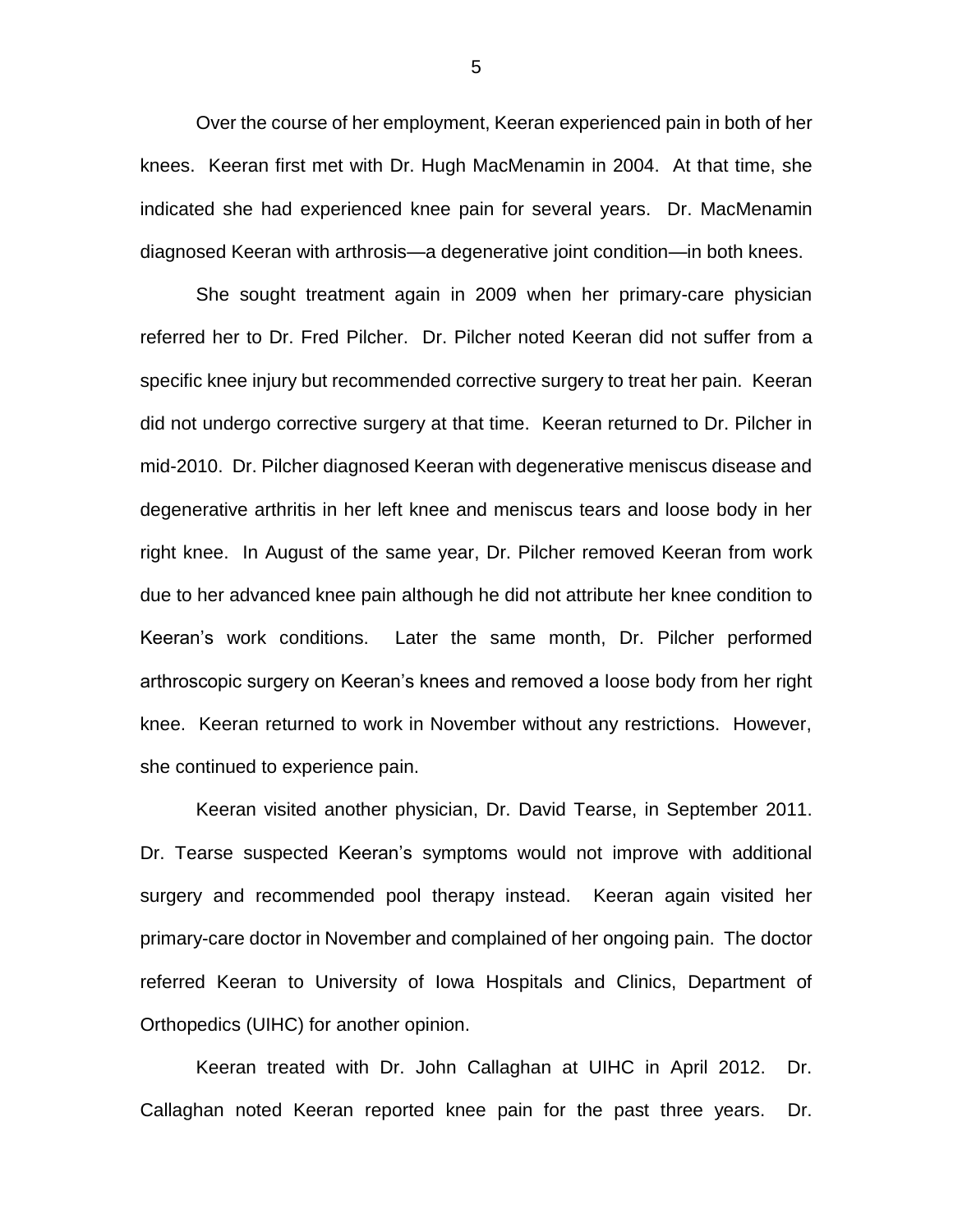Over the course of her employment, Keeran experienced pain in both of her knees. Keeran first met with Dr. Hugh MacMenamin in 2004. At that time, she indicated she had experienced knee pain for several years. Dr. MacMenamin diagnosed Keeran with arthrosis—a degenerative joint condition—in both knees.

She sought treatment again in 2009 when her primary-care physician referred her to Dr. Fred Pilcher. Dr. Pilcher noted Keeran did not suffer from a specific knee injury but recommended corrective surgery to treat her pain. Keeran did not undergo corrective surgery at that time. Keeran returned to Dr. Pilcher in mid-2010. Dr. Pilcher diagnosed Keeran with degenerative meniscus disease and degenerative arthritis in her left knee and meniscus tears and loose body in her right knee. In August of the same year, Dr. Pilcher removed Keeran from work due to her advanced knee pain although he did not attribute her knee condition to Keeran's work conditions. Later the same month, Dr. Pilcher performed arthroscopic surgery on Keeran's knees and removed a loose body from her right knee. Keeran returned to work in November without any restrictions. However, she continued to experience pain.

Keeran visited another physician, Dr. David Tearse, in September 2011. Dr. Tearse suspected Keeran's symptoms would not improve with additional surgery and recommended pool therapy instead. Keeran again visited her primary-care doctor in November and complained of her ongoing pain. The doctor referred Keeran to University of Iowa Hospitals and Clinics, Department of Orthopedics (UIHC) for another opinion.

Keeran treated with Dr. John Callaghan at UIHC in April 2012. Dr. Callaghan noted Keeran reported knee pain for the past three years. Dr.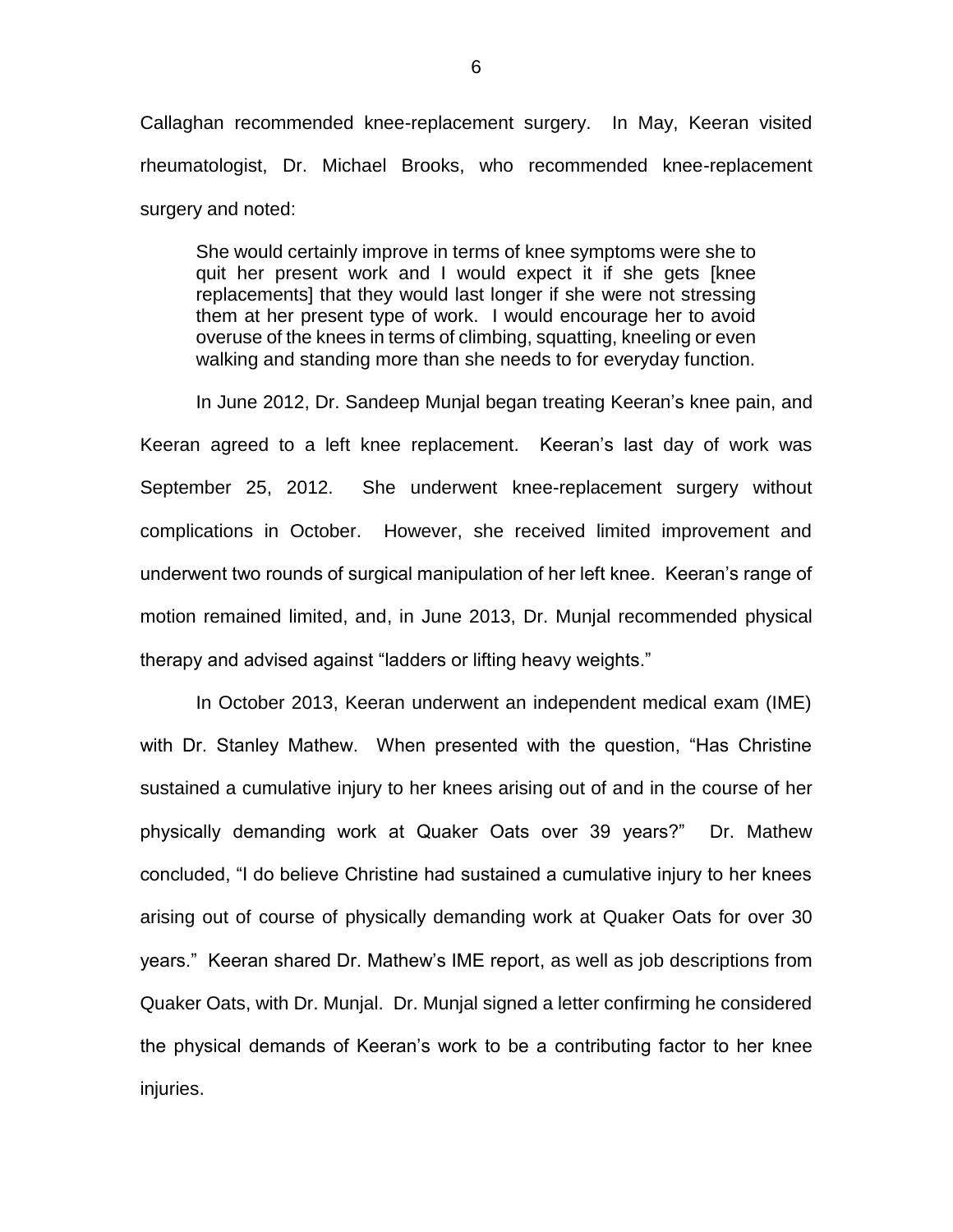Callaghan recommended knee-replacement surgery. In May, Keeran visited rheumatologist, Dr. Michael Brooks, who recommended knee-replacement surgery and noted:

> She would certainly improve in terms of knee symptoms were she to quit her present work and I would expect it if she gets [knee replacements] that they would last longer if she were not stressing them at her present type of work. I would encourage her to avoid overuse of the knees in terms of climbing, squatting, kneeling or even walking and standing more than she needs to for everyday function.

In June 2012, Dr. Sandeep Munjal began treating Keeran's knee pain, and Keeran agreed to a left knee replacement. Keeran's last day of work was September 25, 2012. She underwent knee-replacement surgery without complications in October. However, she received limited improvement and underwent two rounds of surgical manipulation of her left knee. Keeran's range of motion remained limited, and, in June 2013, Dr. Munjal recommended physical therapy and advised against "ladders or lifting heavy weights."

In October 2013, Keeran underwent an independent medical exam (IME) with Dr. Stanley Mathew. When presented with the question, "Has Christine sustained a cumulative injury to her knees arising out of and in the course of her physically demanding work at Quaker Oats over 39 years?" Dr. Mathew concluded, "I do believe Christine had sustained a cumulative injury to her knees arising out of course of physically demanding work at Quaker Oats for over 30 years." Keeran shared Dr. Mathew's IME report, as well as job descriptions from Quaker Oats, with Dr. Munjal. Dr. Munjal signed a letter confirming he considered the physical demands of Keeran's work to be a contributing factor to her knee injuries.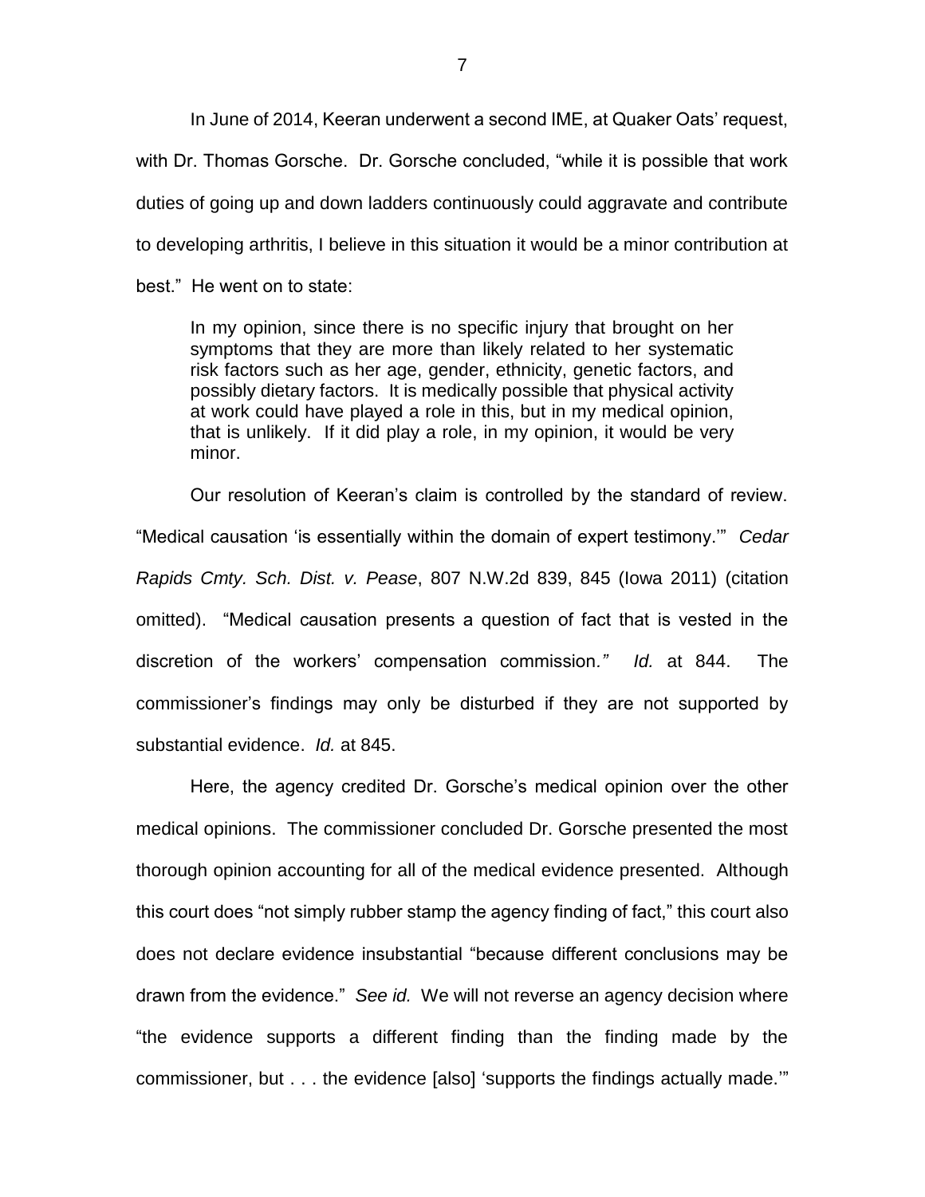In June of 2014, Keeran underwent a second IME, at Quaker Oats' request, with Dr. Thomas Gorsche. Dr. Gorsche concluded, "while it is possible that work duties of going up and down ladders continuously could aggravate and contribute to developing arthritis, I believe in this situation it would be a minor contribution at best." He went on to state:

> In my opinion, since there is no specific injury that brought on her symptoms that they are more than likely related to her systematic risk factors such as her age, gender, ethnicity, genetic factors, and possibly dietary factors. It is medically possible that physical activity at work could have played a role in this, but in my medical opinion, that is unlikely. If it did play a role, in my opinion, it would be very minor.

Our resolution of Keeran's claim is controlled by the standard of review. "Medical causation 'is essentially within the domain of expert testimony.'" *Cedar Rapids Cmty. Sch. Dist. v. Pease*, 807 N.W.2d 839, 845 (Iowa 2011) (citation omitted). "Medical causation presents a question of fact that is vested in the discretion of the workers' compensation commission*."* *Id.* at 844. The commissioner's findings may only be disturbed if they are not supported by substantial evidence. *Id.* at 845.

Here, the agency credited Dr. Gorsche's medical opinion over the other medical opinions. The commissioner concluded Dr. Gorsche presented the most thorough opinion accounting for all of the medical evidence presented. Although this court does "not simply rubber stamp the agency finding of fact," this court also does not declare evidence insubstantial "because different conclusions may be drawn from the evidence." *See id.* We will not reverse an agency decision where "the evidence supports a different finding than the finding made by the commissioner, but . . . the evidence [also] 'supports the findings actually made.'"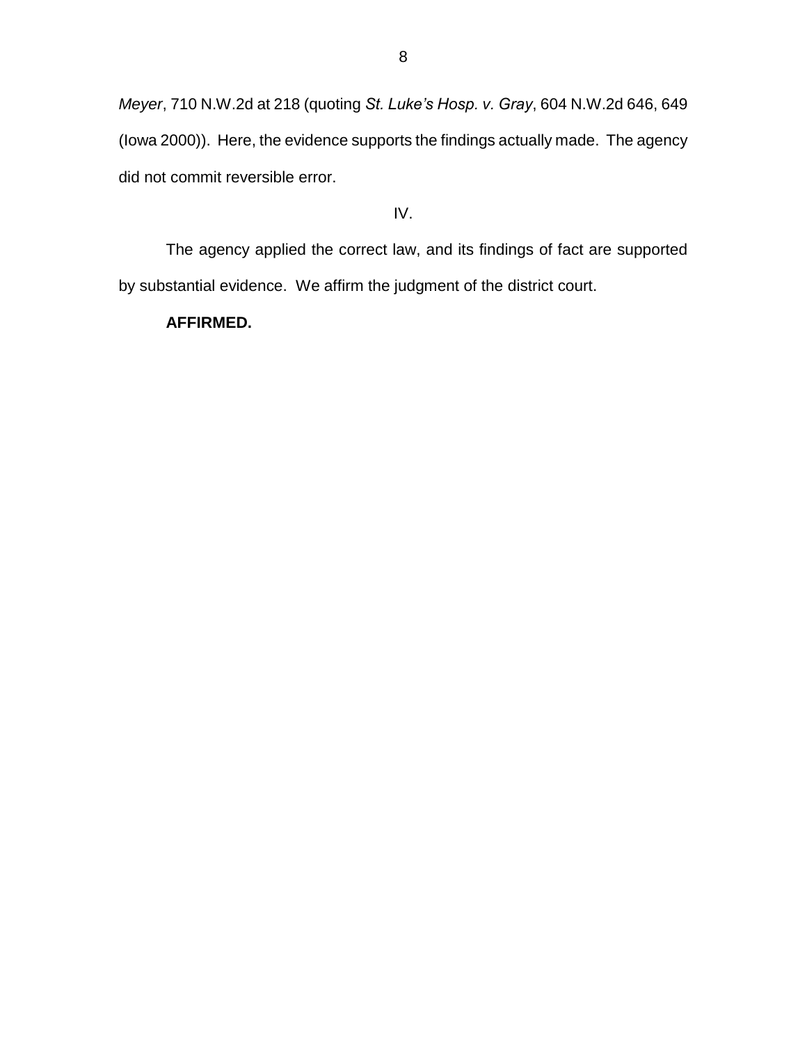*Meyer*, 710 N.W.2d at 218 (quoting *St. Luke's Hosp. v. Gray*, 604 N.W.2d 646, 649 (Iowa 2000)). Here, the evidence supports the findings actually made. The agency did not commit reversible error.

IV.

The agency applied the correct law, and its findings of fact are supported by substantial evidence. We affirm the judgment of the district court.

**AFFIRMED.**